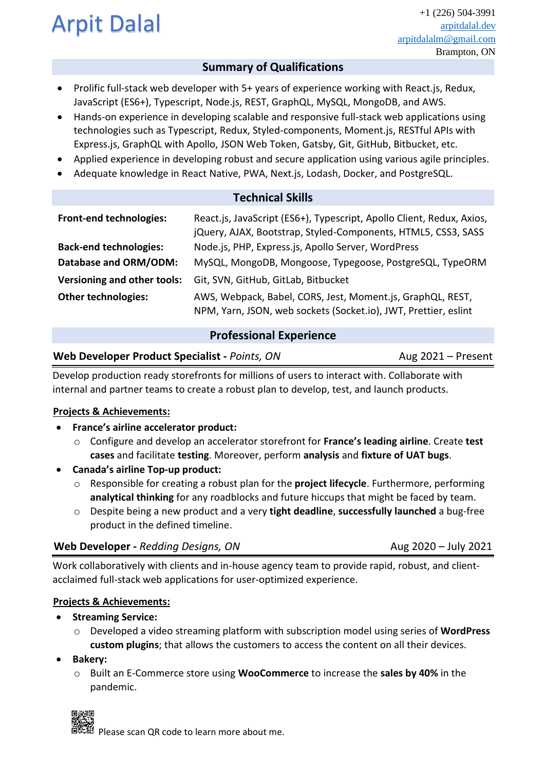# Arpit Dalal

+1 (226) 504-3991
[arpitdalal.dev](arpitdalal.dev)
[arpitdalalm@gmail.com](mailto:arpitdalalm@gmail.com)
Brampton, ON

## Summary of Qualifications

- Prolific full-stack web developer with 5+ years of experience working with React.js, Redux, JavaScript (ES6+), Typescript, Node.js, REST, GraphQL, MySQL, MongoDB, and AWS.
- Hands-on experience in developing scalable and responsive full-stack web applications using technologies such as Typescript, Redux, Styled-components, Moment.js, RESTful APIs with Express.js, GraphQL with Apollo, JSON Web Token, Gatsby, Git, GitHub, Bitbucket, etc.
- Applied experience in developing robust and secure application using various agile principles.
- Adequate knowledge in React Native, PWA, Next.js, Lodash, Docker, and PostgreSQL.

## Technical Skills

| | |
|---|---|
| **Front-end technologies:** | React.js, JavaScript (ES6+), Typescript, Apollo Client, Redux, Axios, jQuery, AJAX, Bootstrap, Styled-Components, HTML5, CSS3, SASS |
| **Back-end technologies:** | Node.js, PHP, Express.js, Apollo Server, WordPress |
| **Database and ORM/ODM:** | MySQL, MongoDB, Mongoose, Typegoose, PostgreSQL, TypeORM |
| **Versioning and other tools:** | Git, SVN, GitHub, GitLab, Bitbucket |
| **Other technologies:** | AWS, Webpack, Babel, CORS, Jest, Moment.js, GraphQL, REST, NPM, Yarn, JSON, web sockets (Socket.io), JWT, Prettier, eslint |

## Professional Experience

### Web Developer Product Specialist - *Points, ON* — Aug 2021 – Present

Develop production ready storefronts for millions of users to interact with. Collaborate with internal and partner teams to create a robust plan to develop, test, and launch products.

**Projects & Achievements:**

- **France's airline accelerator product:**
  - Configure and develop an accelerator storefront for **France's leading airline**. Create **test cases** and facilitate **testing**. Moreover, perform **analysis** and **fixture of UAT bugs**.
- **Canada's airline Top-up product:**
  - Responsible for creating a robust plan for the **project lifecycle**. Furthermore, performing **analytical thinking** for any roadblocks and future hiccups that might be faced by team.
  - Despite being a new product and a very **tight deadline**, **successfully launched** a bug-free product in the defined timeline.

### Web Developer - *Redding Designs, ON* — Aug 2020 – July 2021

Work collaboratively with clients and in-house agency team to provide rapid, robust, and client-acclaimed full-stack web applications for user-optimized experience.

**Projects & Achievements:**

- **Streaming Service:**
  - Developed a video streaming platform with subscription model using series of **WordPress custom plugins**; that allows the customers to access the content on all their devices.
- **Bakery:**
  - Built an E-Commerce store using **WooCommerce** to increase the **sales by 40%** in the pandemic.

Please scan QR code to learn more about me.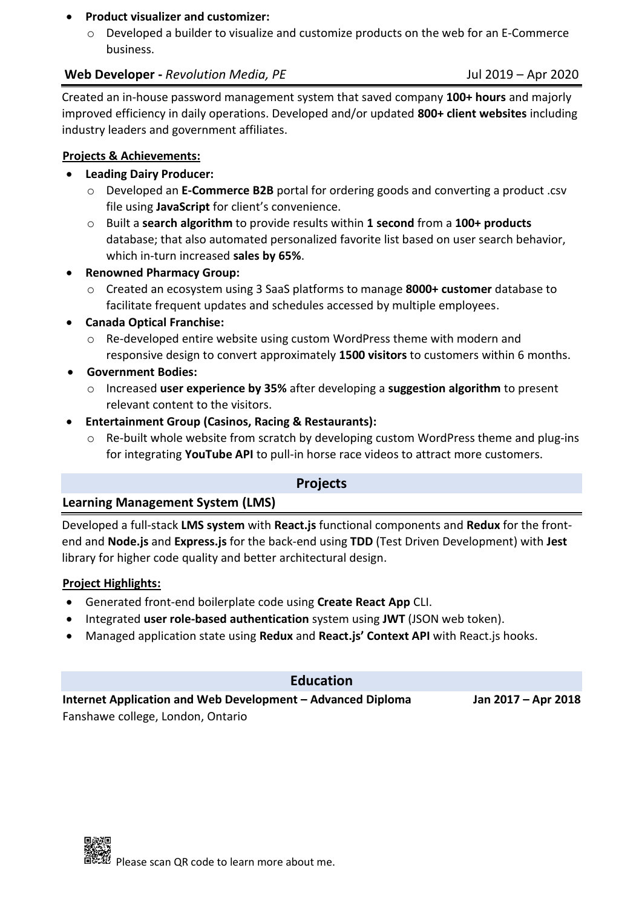- **Product visualizer and customizer:**
    - Developed a builder to visualize and customize products on the web for an E-Commerce business.

### **Web Developer -** *Revolution Media, PE* Jul 2019 – Apr 2020

Created an in-house password management system that saved company **100+ hours** and majorly improved efficiency in daily operations. Developed and/or updated **800+ client websites** including industry leaders and government affiliates.

**Projects & Achievements:**

- **Leading Dairy Producer:**
    - Developed an **E-Commerce B2B** portal for ordering goods and converting a product .csv file using **JavaScript** for client's convenience.
    - Built a **search algorithm** to provide results within **1 second** from a **100+ products** database; that also automated personalized favorite list based on user search behavior, which in-turn increased **sales by 65%**.
- **Renowned Pharmacy Group:**
    - Created an ecosystem using 3 SaaS platforms to manage **8000+ customer** database to facilitate frequent updates and schedules accessed by multiple employees.
- **Canada Optical Franchise:**
    - Re-developed entire website using custom WordPress theme with modern and responsive design to convert approximately **1500 visitors** to customers within 6 months.
- **Government Bodies:**
    - Increased **user experience by 35%** after developing a **suggestion algorithm** to present relevant content to the visitors.
- **Entertainment Group (Casinos, Racing & Restaurants):**
    - Re-built whole website from scratch by developing custom WordPress theme and plug-ins for integrating **YouTube API** to pull-in horse race videos to attract more customers.

## Projects

### Learning Management System (LMS)

Developed a full-stack **LMS system** with **React.js** functional components and **Redux** for the front-end and **Node.js** and **Express.js** for the back-end using **TDD** (Test Driven Development) with **Jest** library for higher code quality and better architectural design.

**Project Highlights:**

- Generated front-end boilerplate code using **Create React App** CLI.
- Integrated **user role-based authentication** system using **JWT** (JSON web token).
- Managed application state using **Redux** and **React.js' Context API** with React.js hooks.

## Education

**Internet Application and Web Development – Advanced Diploma** **Jan 2017 – Apr 2018**

Fanshawe college, London, Ontario

Please scan QR code to learn more about me.